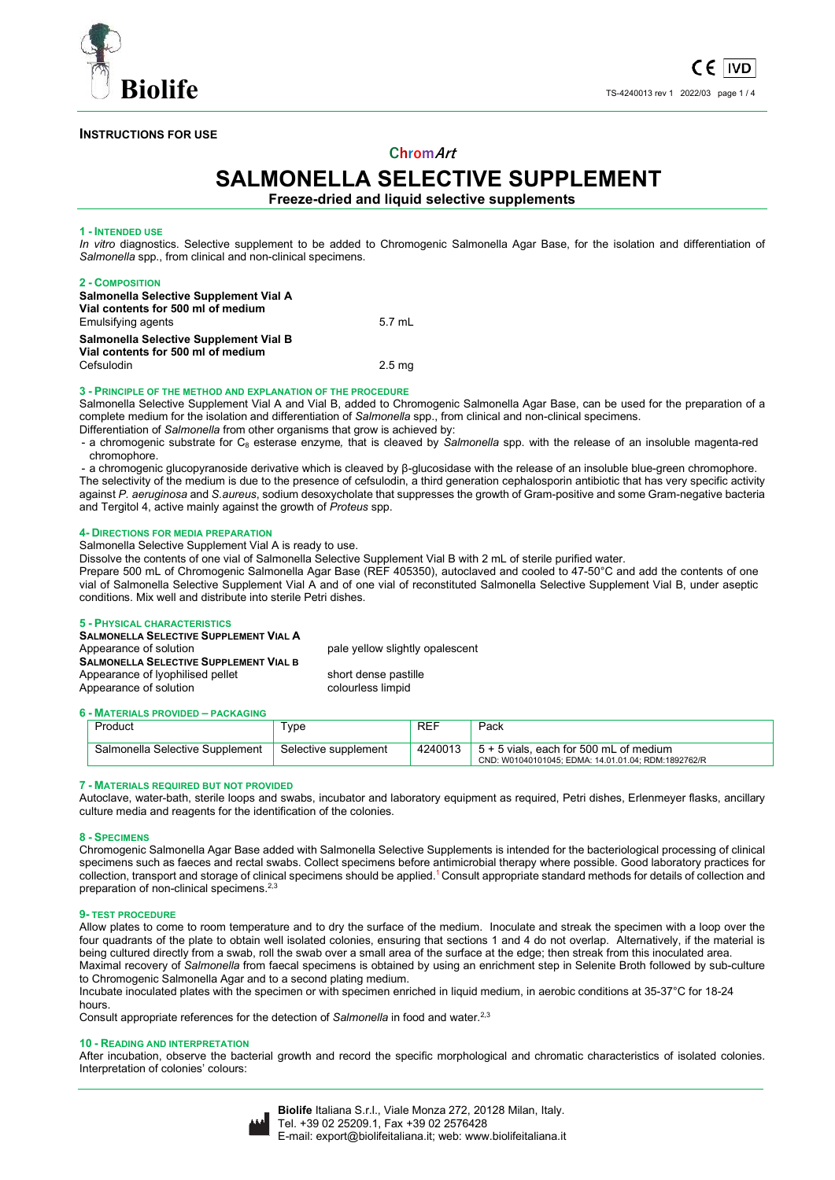**INSTRUCTIONS FOR USE**

ChromArt

# SALMONELLA SELECTIVE SUPPLEMENT

**Freeze-dried and liquid selective supplements**

## 1 - INTENDED USE

*In vitro* diagnostics. Selective supplement to be added to Chromogenic Salmonella Agar Base, for the isolation and differentiation of *Salmonella* spp., from clinical and non-clinical specimens.

## 2 - COMPOSITION

**Salmonella Selective Supplement Vial A**
**Vial contents for 500 ml of medium**

| | |
|---|---|
| Emulsifying agents | 5.7 mL |

**Salmonella Selective Supplement Vial B**
**Vial contents for 500 ml of medium**

| | |
|---|---|
| Cefsulodin | 2.5 mg |

## 3 - PRINCIPLE OF THE METHOD AND EXPLANATION OF THE PROCEDURE

Salmonella Selective Supplement Vial A and Vial B, added to Chromogenic Salmonella Agar Base, can be used for the preparation of a complete medium for the isolation and differentiation of *Salmonella* spp., from clinical and non-clinical specimens.
Differentiation of *Salmonella* from other organisms that grow is achieved by:

- a chromogenic substrate for $C_8$ esterase enzyme, that is cleaved by *Salmonella* spp. with the release of an insoluble magenta-red chromophore.
- a chromogenic glucopyranoside derivative which is cleaved by β-glucosidase with the release of an insoluble blue-green chromophore.

The selectivity of the medium is due to the presence of cefsulodin, a third generation cephalosporin antibiotic that has very specific activity against *P. aeruginosa* and *S.aureus*, sodium desoxycholate that suppresses the growth of Gram-positive and some Gram-negative bacteria and Tergitol 4, active mainly against the growth of *Proteus* spp.

## 4- DIRECTIONS FOR MEDIA PREPARATION

Salmonella Selective Supplement Vial A is ready to use.
Dissolve the contents of one vial of Salmonella Selective Supplement Vial B with 2 mL of sterile purified water.
Prepare 500 mL of Chromogenic Salmonella Agar Base (REF 405350), autoclaved and cooled to 47-50°C and add the contents of one vial of Salmonella Selective Supplement Vial A and of one vial of reconstituted Salmonella Selective Supplement Vial B, under aseptic conditions. Mix well and distribute into sterile Petri dishes.

## 5 - PHYSICAL CHARACTERISTICS

**SALMONELLA SELECTIVE SUPPLEMENT VIAL A**

| | |
|---|---|
| Appearance of solution | pale yellow slightly opalescent |

**SALMONELLA SELECTIVE SUPPLEMENT VIAL B**

| | |
|---|---|
| Appearance of lyophilised pellet | short dense pastille |
| Appearance of solution | colourless limpid |

## 6 - MATERIALS PROVIDED – PACKAGING

| Product | Type | REF | Pack |
|---|---|---|---|
| Salmonella Selective Supplement | Selective supplement | 4240013 | 5 + 5 vials, each for 500 mL of medium<br>CND: W0104010104 5; EDMA: 14.01.01.04; RDM:1892762/R |

## 7 - MATERIALS REQUIRED BUT NOT PROVIDED

Autoclave, water-bath, sterile loops and swabs, incubator and laboratory equipment as required, Petri dishes, Erlenmeyer flasks, ancillary culture media and reagents for the identification of the colonies.

## 8 - SPECIMENS

Chromogenic Salmonella Agar Base added with Salmonella Selective Supplements is intended for the bacteriological processing of clinical specimens such as faeces and rectal swabs. Collect specimens before antimicrobial therapy where possible. Good laboratory practices for collection, transport and storage of clinical specimens should be applied.[1] Consult appropriate standard methods for details of collection and preparation of non-clinical specimens.[2,3]

## 9- TEST PROCEDURE

Allow plates to come to room temperature and to dry the surface of the medium. Inoculate and streak the specimen with a loop over the four quadrants of the plate to obtain well isolated colonies, ensuring that sections 1 and 4 do not overlap. Alternatively, if the material is being cultured directly from a swab, roll the swab over a small area of the surface at the edge; then streak from this inoculated area.
Maximal recovery of *Salmonella* from faecal specimens is obtained by using an enrichment step in Selenite Broth followed by sub-culture to Chromogenic Salmonella Agar and to a second plating medium.
Incubate inoculated plates with the specimen or with specimen enriched in liquid medium, in aerobic conditions at 35-37°C for 18-24 hours.
Consult appropriate references for the detection of *Salmonella* in food and water.[2,3]

## 10 - READING AND INTERPRETATION

After incubation, observe the bacterial growth and record the specific morphological and chromatic characteristics of isolated colonies.
Interpretation of colonies' colours: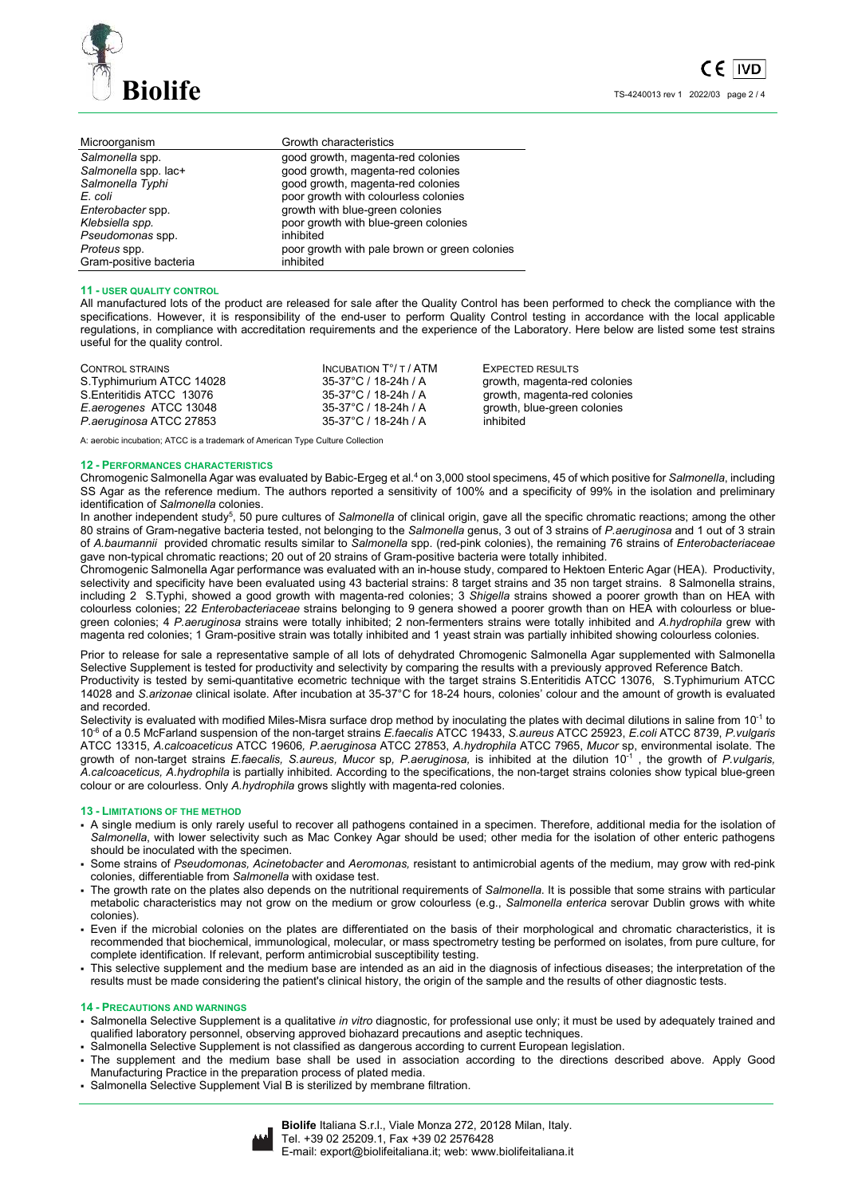| Microorganism | Growth characteristics |
|---|---|
| *Salmonella* spp. | good growth, magenta-red colonies |
| *Salmonella* spp. lac+ | good growth, magenta-red colonies |
| *Salmonella Typhi* | good growth, magenta-red colonies |
| *E. coli* | poor growth with colourless colonies |
| *Enterobacter* spp. | growth with blue-green colonies |
| *Klebsiella spp.* | poor growth with blue-green colonies |
| *Pseudomonas* spp. | inhibited |
| *Proteus* spp. | poor growth with pale brown or green colonies |
| Gram-positive bacteria | inhibited |

## 11 - USER QUALITY CONTROL

All manufactured lots of the product are released for sale after the Quality Control has been performed to check the compliance with the specifications. However, it is responsibility of the end-user to perform Quality Control testing in accordance with the local applicable regulations, in compliance with accreditation requirements and the experience of the Laboratory. Here below are listed some test strains useful for the quality control.

| CONTROL STRAINS | INCUBATION T°/ T / ATM | EXPECTED RESULTS |
|---|---|---|
| S.Typhimurium ATCC 14028 | 35-37°C / 18-24h / A | growth, magenta-red colonies |
| S.Enteritidis ATCC 13076 | 35-37°C / 18-24h / A | growth, magenta-red colonies |
| *E.aerogenes* ATCC 13048 | 35-37°C / 18-24h / A | growth, blue-green colonies |
| *P.aeruginosa* ATCC 27853 | 35-37°C / 18-24h / A | inhibited |

A: aerobic incubation; ATCC is a trademark of American Type Culture Collection

## 12 - PERFORMANCES CHARACTERISTICS

Chromogenic Salmonella Agar was evaluated by Babic-Ergeg et al.[4] on 3,000 stool specimens, 45 of which positive for *Salmonella*, including SS Agar as the reference medium. The authors reported a sensitivity of 100% and a specificity of 99% in the isolation and preliminary identification of *Salmonella* colonies.

In another independent study[5], 50 pure cultures of *Salmonella* of clinical origin, gave all the specific chromatic reactions; among the other 80 strains of Gram-negative bacteria tested, not belonging to the *Salmonella* genus, 3 out of 3 strains of *P.aeruginosa* and 1 out of 3 strain of *A.baumannii* provided chromatic results similar to *Salmonella* spp. (red-pink colonies), the remaining 76 strains of *Enterobacteriaceae* gave non-typical chromatic reactions; 20 out of 20 strains of Gram-positive bacteria were totally inhibited.

Chromogenic Salmonella Agar performance was evaluated with an in-house study, compared to Hektoen Enteric Agar (HEA). Productivity, selectivity and specificity have been evaluated using 43 bacterial strains: 8 target strains and 35 non target strains. 8 Salmonella strains, including 2 S.Typhi, showed a good growth with magenta-red colonies; 3 *Shigella* strains showed a poorer growth than on HEA with colourless colonies; 22 *Enterobacteriaceae* strains belonging to 9 genera showed a poorer growth than on HEA with colourless or blue-green colonies; 4 *P.aeruginosa* strains were totally inhibited; 2 non-fermenters strains were totally inhibited and *A.hydrophila* grew with magenta red colonies; 1 Gram-positive strain was totally inhibited and 1 yeast strain was partially inhibited showing colourless colonies.

Prior to release for sale a representative sample of all lots of dehydrated Chromogenic Salmonella Agar supplemented with Salmonella Selective Supplement is tested for productivity and selectivity by comparing the results with a previously approved Reference Batch.

Productivity is tested by semi-quantitative ecometric technique with the target strains S.Enteritidis ATCC 13076, S.Typhimurium ATCC 14028 and *S.arizonae* clinical isolate. After incubation at 35-37°C for 18-24 hours, colonies' colour and the amount of growth is evaluated and recorded.

Selectivity is evaluated with modified Miles-Misra surface drop method by inoculating the plates with decimal dilutions in saline from $10^{-1}$ to $10^{-6}$ of a 0.5 McFarland suspension of the non-target strains *E.faecalis* ATCC 19433, *S.aureus* ATCC 25923, *E.coli* ATCC 8739, *P.vulgaris* ATCC 13315, *A.calcoaceticus* ATCC 19606*, P.aeruginosa* ATCC 27853, *A.hydrophila* ATCC 7965, *Mucor* sp, environmental isolate. The growth of non-target strains *E.faecalis, S.aureus, Mucor* sp*, P.aeruginosa,* is inhibited at the dilution $10^{-1}$ , the growth of *P.vulgaris, A.calcoaceticus, A.hydrophila* is partially inhibited. According to the specifications, the non-target strains colonies show typical blue-green colour or are colourless. Only *A.hydrophila* grows slightly with magenta-red colonies.

## 13 - LIMITATIONS OF THE METHOD

- A single medium is only rarely useful to recover all pathogens contained in a specimen. Therefore, additional media for the isolation of *Salmonella*, with lower selectivity such as Mac Conkey Agar should be used; other media for the isolation of other enteric pathogens should be inoculated with the specimen.
- Some strains of *Pseudomonas, Acinetobacter* and *Aeromonas,* resistant to antimicrobial agents of the medium, may grow with red-pink colonies, differentiable from *Salmonella* with oxidase test.
- The growth rate on the plates also depends on the nutritional requirements of *Salmonella*. It is possible that some strains with particular metabolic characteristics may not grow on the medium or grow colourless (e.g., *Salmonella enterica* serovar Dublin grows with white colonies).
- Even if the microbial colonies on the plates are differentiated on the basis of their morphological and chromatic characteristics, it is recommended that biochemical, immunological, molecular, or mass spectrometry testing be performed on isolates, from pure culture, for complete identification. If relevant, perform antimicrobial susceptibility testing.
- This selective supplement and the medium base are intended as an aid in the diagnosis of infectious diseases; the interpretation of the results must be made considering the patient's clinical history, the origin of the sample and the results of other diagnostic tests.

## 14 - PRECAUTIONS AND WARNINGS

- Salmonella Selective Supplement is a qualitative *in vitro* diagnostic, for professional use only; it must be used by adequately trained and qualified laboratory personnel, observing approved biohazard precautions and aseptic techniques.
- Salmonella Selective Supplement is not classified as dangerous according to current European legislation.
- The supplement and the medium base shall be used in association according to the directions described above. Apply Good Manufacturing Practice in the preparation process of plated media.
- Salmonella Selective Supplement Vial B is sterilized by membrane filtration.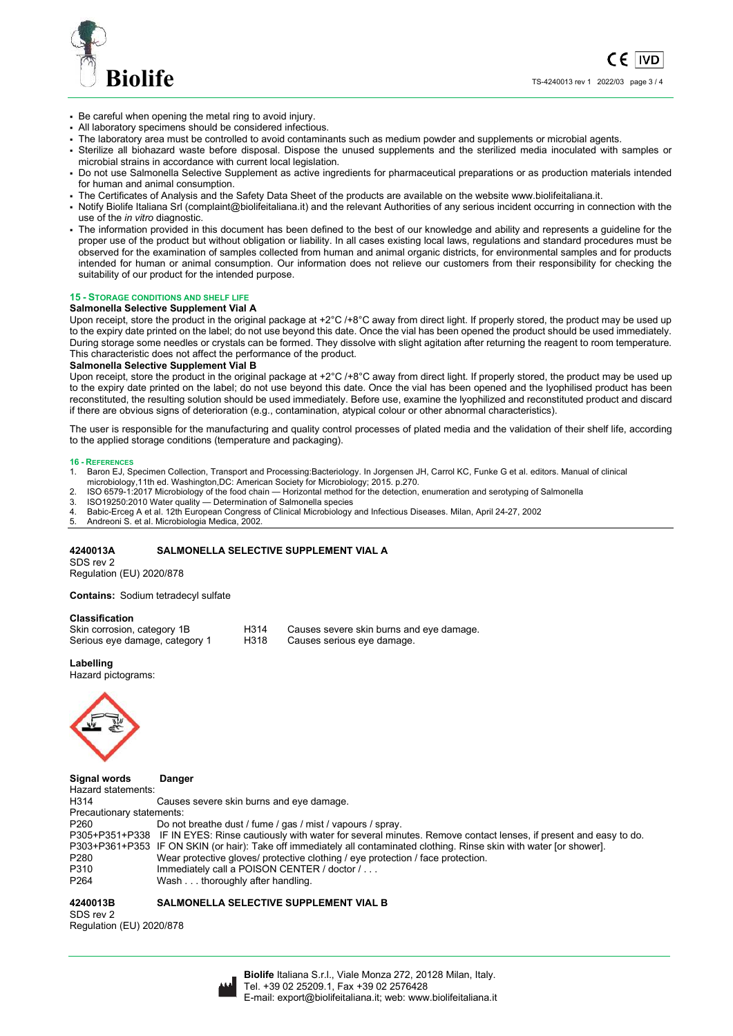- Be careful when opening the metal ring to avoid injury.
- All laboratory specimens should be considered infectious.
- The laboratory area must be controlled to avoid contaminants such as medium powder and supplements or microbial agents.
- Sterilize all biohazard waste before disposal. Dispose the unused supplements and the sterilized media inoculated with samples or microbial strains in accordance with current local legislation.
- Do not use Salmonella Selective Supplement as active ingredients for pharmaceutical preparations or as production materials intended for human and animal consumption.
- The Certificates of Analysis and the Safety Data Sheet of the products are available on the website www.biolifeitaliana.it.
- Notify Biolife Italiana Srl (complaint@biolifeitaliana.it) and the relevant Authorities of any serious incident occurring in connection with the use of the *in vitro* diagnostic.
- The information provided in this document has been defined to the best of our knowledge and ability and represents a guideline for the proper use of the product but without obligation or liability. In all cases existing local laws, regulations and standard procedures must be observed for the examination of samples collected from human and animal organic districts, for environmental samples and for products intended for human or animal consumption. Our information does not relieve our customers from their responsibility for checking the suitability of our product for the intended purpose.

## 15 - Storage conditions and shelf life

**Salmonella Selective Supplement Vial A**

Upon receipt, store the product in the original package at +2°C /+8°C away from direct light. If properly stored, the product may be used up to the expiry date printed on the label; do not use beyond this date. Once the vial has been opened the product should be used immediately. During storage some needles or crystals can be formed. They dissolve with slight agitation after returning the reagent to room temperature. This characteristic does not affect the performance of the product.

**Salmonella Selective Supplement Vial B**

Upon receipt, store the product in the original package at +2°C /+8°C away from direct light. If properly stored, the product may be used up to the expiry date printed on the label; do not use beyond this date. Once the vial has been opened and the lyophilised product has been reconstituted, the resulting solution should be used immediately. Before use, examine the lyophilized and reconstituted product and discard if there are obvious signs of deterioration (e.g., contamination, atypical colour or other abnormal characteristics).

The user is responsible for the manufacturing and quality control processes of plated media and the validation of their shelf life, according to the applied storage conditions (temperature and packaging).

## 16 - References

1. Baron EJ, Specimen Collection, Transport and Processing:Bacteriology. In Jorgensen JH, Carrol KC, Funke G et al. editors. Manual of clinical microbiology,11th ed. Washington,DC: American Society for Microbiology; 2015. p.270.
2. ISO 6579-1:2017 Microbiology of the food chain — Horizontal method for the detection, enumeration and serotyping of Salmonella
3. ISO19250:2010 Water quality — Determination of Salmonella species
4. Babic-Erceg A et al. 12th European Congress of Clinical Microbiology and Infectious Diseases. Milan, April 24-27, 2002
5. Andreoni S. et al. Microbiologia Medica, 2002.

## 4240013A SALMONELLA SELECTIVE SUPPLEMENT VIAL A

SDS rev 2
Regulation (EU) 2020/878

**Contains:** Sodium tetradecyl sulfate

**Classification**

| | | |
|---|---|---|
| Skin corrosion, category 1B | H314 | Causes severe skin burns and eye damage. |
| Serious eye damage, category 1 | H318 | Causes serious eye damage. |

**Labelling**

Hazard pictograms:

**Signal words** **Danger**

Hazard statements:

| | |
|---|---|
| H314 | Causes severe skin burns and eye damage. |

Precautionary statements:

| | |
|---|---|
| P260 | Do not breathe dust / fume / gas / mist / vapours / spray. |
| P305+P351+P338 | IF IN EYES: Rinse cautiously with water for several minutes. Remove contact lenses, if present and easy to do. |
| P303+P361+P353 | IF ON SKIN (or hair): Take off immediately all contaminated clothing. Rinse skin with water [or shower]. |
| P280 | Wear protective gloves/ protective clothing / eye protection / face protection. |
| P310 | Immediately call a POISON CENTER / doctor / . . . |
| P264 | Wash . . . thoroughly after handling. |

## 4240013B SALMONELLA SELECTIVE SUPPLEMENT VIAL B

SDS rev 2
Regulation (EU) 2020/878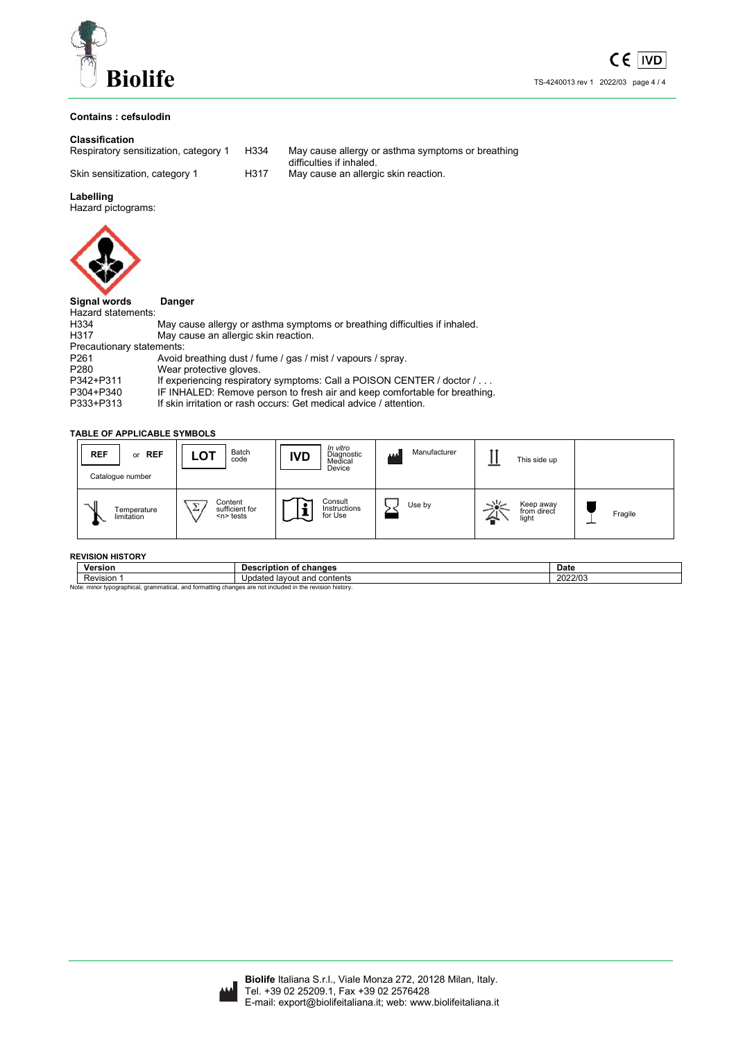**Contains : cefsulodin**

**Classification**

| | | |
|---|---|---|
| Respiratory sensitization, category 1 | H334 | May cause allergy or asthma symptoms or breathing difficulties if inhaled. |
| Skin sensitization, category 1 | H317 | May cause an allergic skin reaction. |

**Labelling**

Hazard pictograms:

**Signal words** **Danger**

Hazard statements:

| | |
|---|---|
| H334 | May cause allergy or asthma symptoms or breathing difficulties if inhaled. |
| H317 | May cause an allergic skin reaction. |

Precautionary statements:

| | |
|---|---|
| P261 | Avoid breathing dust / fume / gas / mist / vapours / spray. |
| P280 | Wear protective gloves. |
| P342+P311 | If experiencing respiratory symptoms: Call a POISON CENTER / doctor / . . . |
| P304+P340 | IF INHALED: Remove person to fresh air and keep comfortable for breathing. |
| P333+P313 | If skin irritation or rash occurs: Get medical advice / attention. |

**TABLE OF APPLICABLE SYMBOLS**

| | | | | | |
|---|---|---|---|---|---|
| REF or REF Catalogue number | LOT Batch code | IVD *In vitro* Diagnostic Medical Device | Manufacturer | This side up | |
| Temperature limitation | Content sufficient for <n> tests | Consult Instructions for Use | Use by | Keep away from direct light | Fragile |

**REVISION HISTORY**

| Version | Description of changes | Date |
|---|---|---|
| Revision 1 | Updated layout and contents | 2022/03 |

Note: minor typographical, grammatical, and formatting changes are not included in the revision history.

**Biolife** Italiana S.r.l., Viale Monza 272, 20128 Milan, Italy.
Tel. +39 02 25209.1, Fax +39 02 2576428
E-mail: export@biolifeitaliana.it; web: www.biolifeitaliana.it